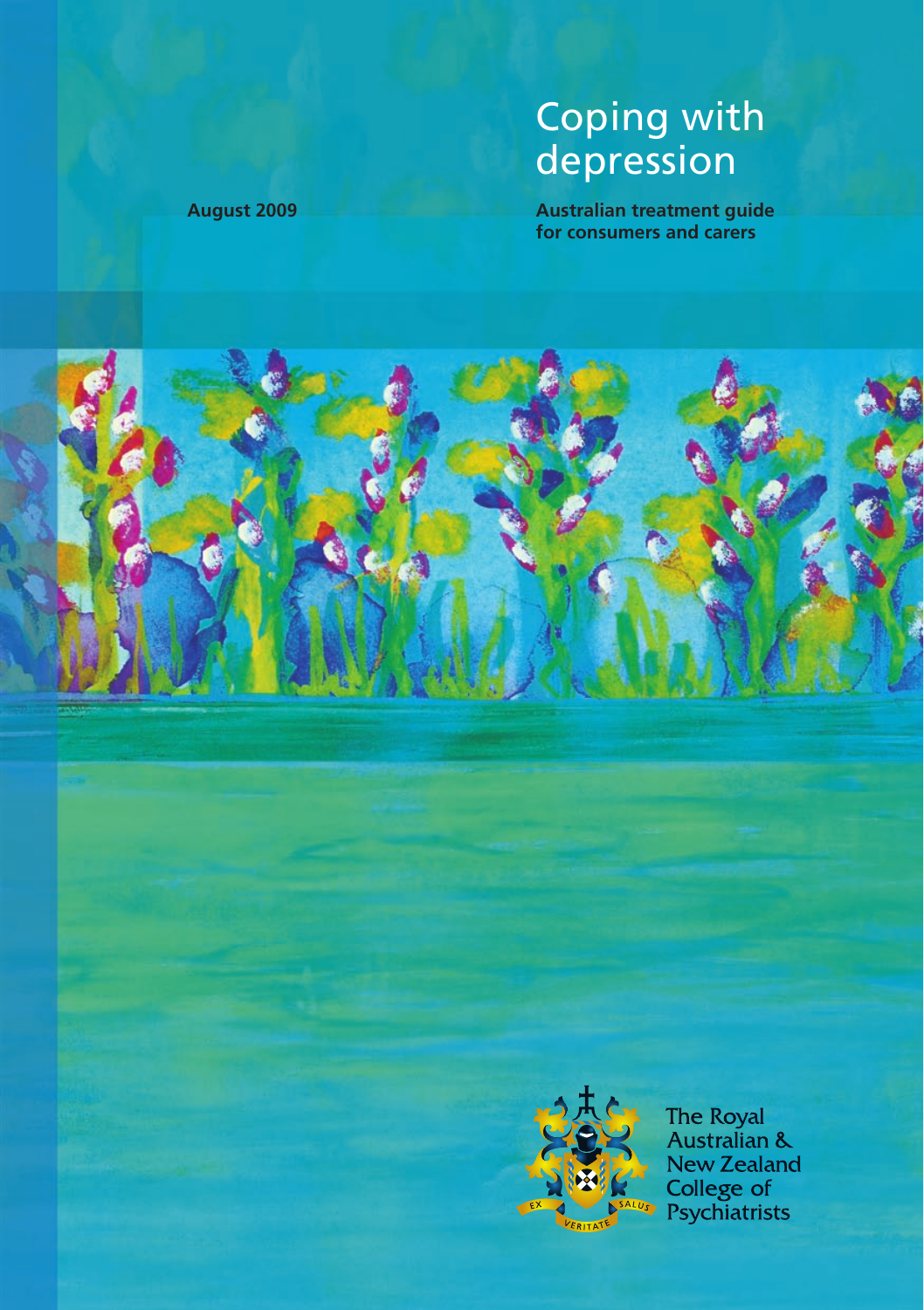# Coping with depression

**August 2009**

**Australian treatment guide for consumers and carers**

The Royal Australian & New Zealand College of Psychiatrists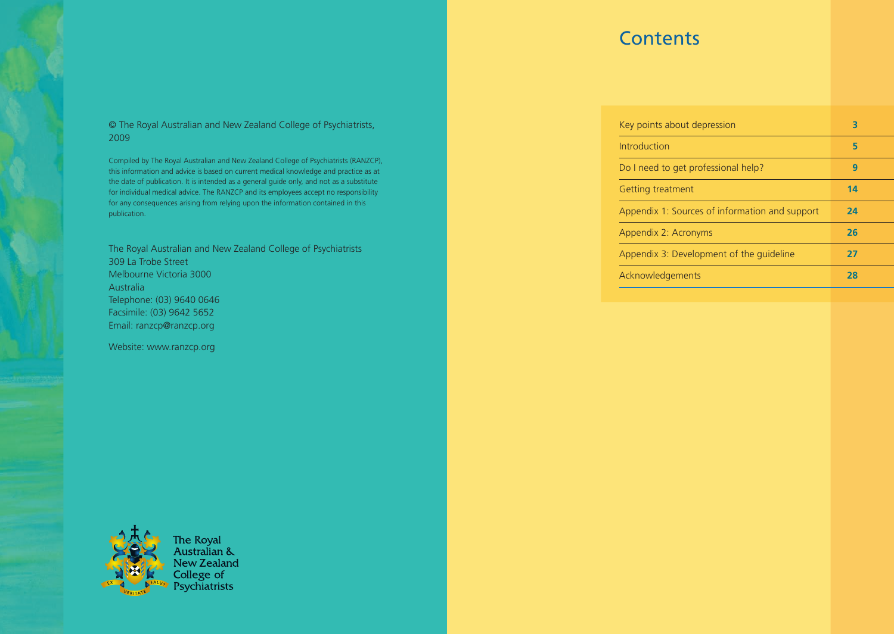© The Royal Australian and New Zealand College of Psychiatrists, 2009

Compiled by The Royal Australian and New Zealand College of Psychiatrists (RANZCP), this information and advice is based on current medical knowledge and practice as at the date of publication. It is intended as a general guide only, and not as a substitute for individual medical advice. The RANZCP and its employees accept no responsibility for any consequences arising from relying upon the information contained in this publication.

The Royal Australian and New Zealand College of Psychiatrists
309 La Trobe Street
Melbourne Victoria 3000
Australia
Telephone: (03) 9640 0646
Facsimile: (03) 9642 5652
Email: ranzcp@ranzcp.org

Website: www.ranzcp.org

The Royal Australian & New Zealand College of Psychiatrists

# Contents

| | |
|---|---|
| Key points about depression | 3 |
| Introduction | 5 |
| Do I need to get professional help? | 9 |
| Getting treatment | 14 |
| Appendix 1: Sources of information and support | 24 |
| Appendix 2: Acronyms | 26 |
| Appendix 3: Development of the guideline | 27 |
| Acknowledgements | 28 |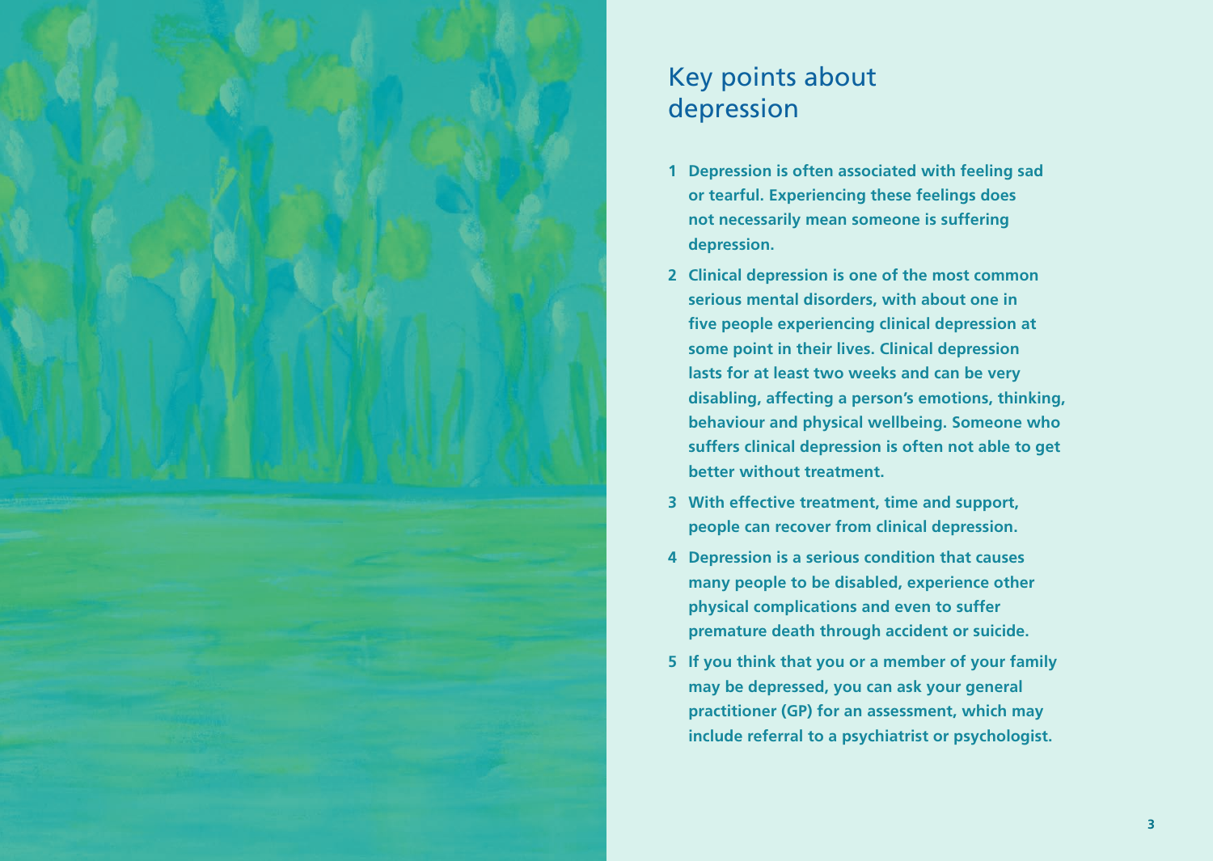# Key points about depression

1. **Depression is often associated with feeling sad or tearful. Experiencing these feelings does not necessarily mean someone is suffering depression.**
2. **Clinical depression is one of the most common serious mental disorders, with about one in five people experiencing clinical depression at some point in their lives. Clinical depression lasts for at least two weeks and can be very disabling, affecting a person's emotions, thinking, behaviour and physical wellbeing. Someone who suffers clinical depression is often not able to get better without treatment.**
3. **With effective treatment, time and support, people can recover from clinical depression.**
4. **Depression is a serious condition that causes many people to be disabled, experience other physical complications and even to suffer premature death through accident or suicide.**
5. **If you think that you or a member of your family may be depressed, you can ask your general practitioner (GP) for an assessment, which may include referral to a psychiatrist or psychologist.**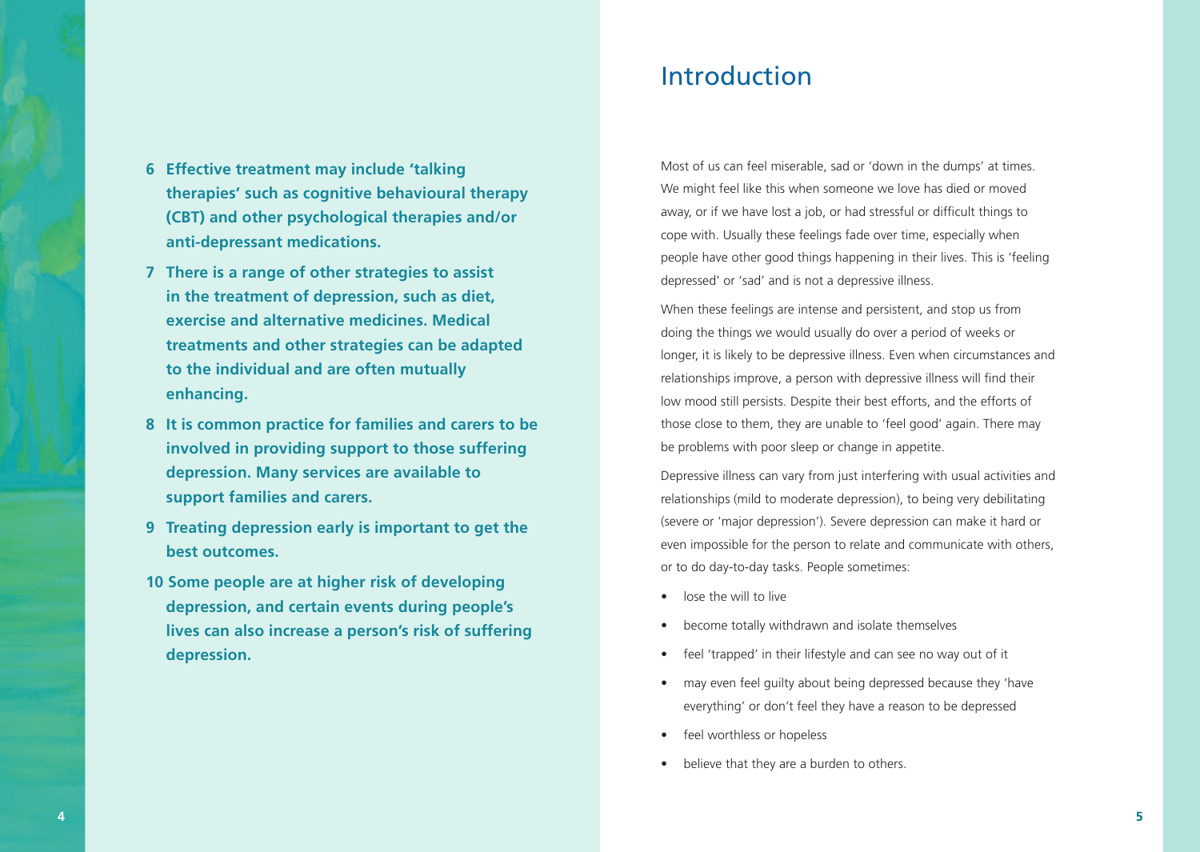6. **Effective treatment may include 'talking therapies' such as cognitive behavioural therapy (CBT) and other psychological therapies and/or anti-depressant medications.**
7. **There is a range of other strategies to assist in the treatment of depression, such as diet, exercise and alternative medicines. Medical treatments and other strategies can be adapted to the individual and are often mutually enhancing.**
8. **It is common practice for families and carers to be involved in providing support to those suffering depression. Many services are available to support families and carers.**
9. **Treating depression early is important to get the best outcomes.**
10. **Some people are at higher risk of developing depression, and certain events during people's lives can also increase a person's risk of suffering depression.**

# Introduction

Most of us can feel miserable, sad or 'down in the dumps' at times. We might feel like this when someone we love has died or moved away, or if we have lost a job, or had stressful or difficult things to cope with. Usually these feelings fade over time, especially when people have other good things happening in their lives. This is 'feeling depressed' or 'sad' and is not a depressive illness.

When these feelings are intense and persistent, and stop us from doing the things we would usually do over a period of weeks or longer, it is likely to be depressive illness. Even when circumstances and relationships improve, a person with depressive illness will find their low mood still persists. Despite their best efforts, and the efforts of those close to them, they are unable to 'feel good' again. There may be problems with poor sleep or change in appetite.

Depressive illness can vary from just interfering with usual activities and relationships (mild to moderate depression), to being very debilitating (severe or 'major depression'). Severe depression can make it hard or even impossible for the person to relate and communicate with others, or to do day-to-day tasks. People sometimes:

- lose the will to live
- become totally withdrawn and isolate themselves
- feel 'trapped' in their lifestyle and can see no way out of it
- may even feel guilty about being depressed because they 'have everything' or don't feel they have a reason to be depressed
- feel worthless or hopeless
- believe that they are a burden to others.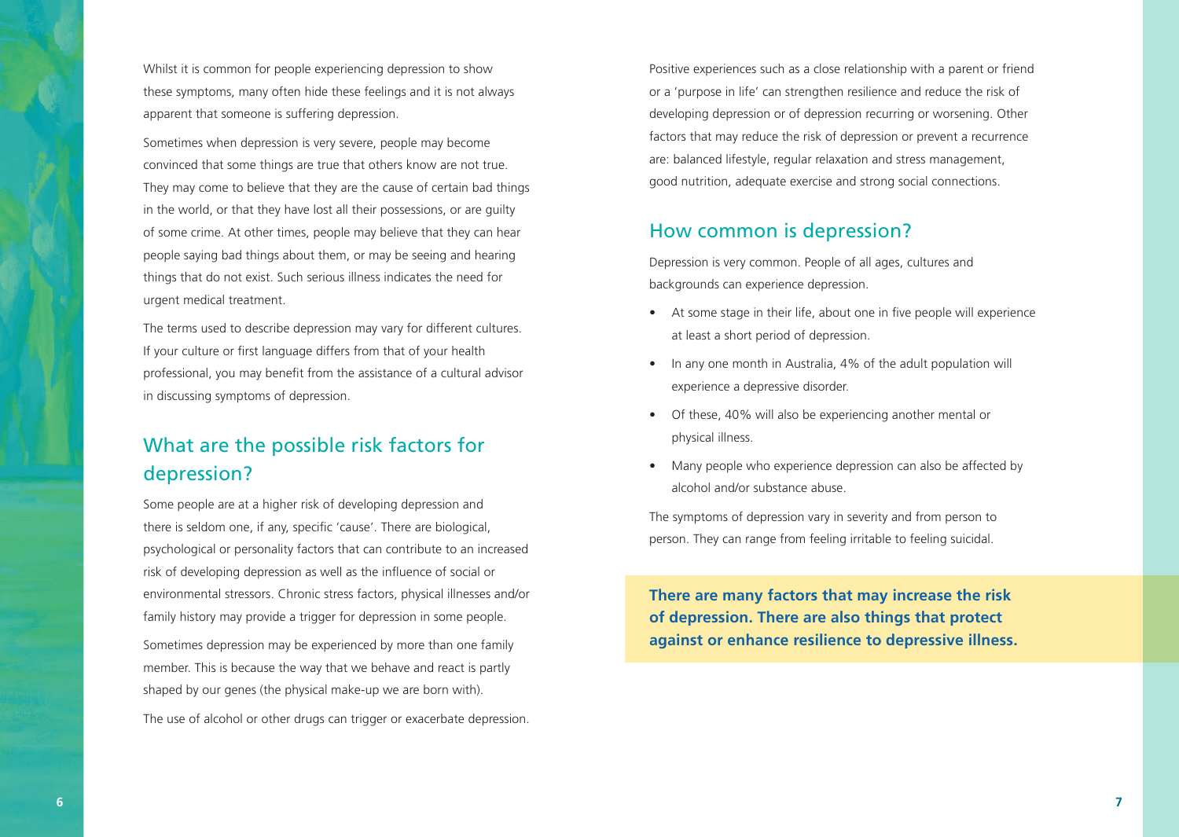Whilst it is common for people experiencing depression to show these symptoms, many often hide these feelings and it is not always apparent that someone is suffering depression.

Sometimes when depression is very severe, people may become convinced that some things are true that others know are not true. They may come to believe that they are the cause of certain bad things in the world, or that they have lost all their possessions, or are guilty of some crime. At other times, people may believe that they can hear people saying bad things about them, or may be seeing and hearing things that do not exist. Such serious illness indicates the need for urgent medical treatment.

The terms used to describe depression may vary for different cultures. If your culture or first language differs from that of your health professional, you may benefit from the assistance of a cultural advisor in discussing symptoms of depression.

## What are the possible risk factors for depression?

Some people are at a higher risk of developing depression and there is seldom one, if any, specific 'cause'. There are biological, psychological or personality factors that can contribute to an increased risk of developing depression as well as the influence of social or environmental stressors. Chronic stress factors, physical illnesses and/or family history may provide a trigger for depression in some people.

Sometimes depression may be experienced by more than one family member. This is because the way that we behave and react is partly shaped by our genes (the physical make-up we are born with).

The use of alcohol or other drugs can trigger or exacerbate depression.

Positive experiences such as a close relationship with a parent or friend or a 'purpose in life' can strengthen resilience and reduce the risk of developing depression or of depression recurring or worsening. Other factors that may reduce the risk of depression or prevent a recurrence are: balanced lifestyle, regular relaxation and stress management, good nutrition, adequate exercise and strong social connections.

## How common is depression?

Depression is very common. People of all ages, cultures and backgrounds can experience depression.

- At some stage in their life, about one in five people will experience at least a short period of depression.
- In any one month in Australia, 4% of the adult population will experience a depressive disorder.
- Of these, 40% will also be experiencing another mental or physical illness.
- Many people who experience depression can also be affected by alcohol and/or substance abuse.

The symptoms of depression vary in severity and from person to person. They can range from feeling irritable to feeling suicidal.

**There are many factors that may increase the risk of depression. There are also things that protect against or enhance resilience to depressive illness.**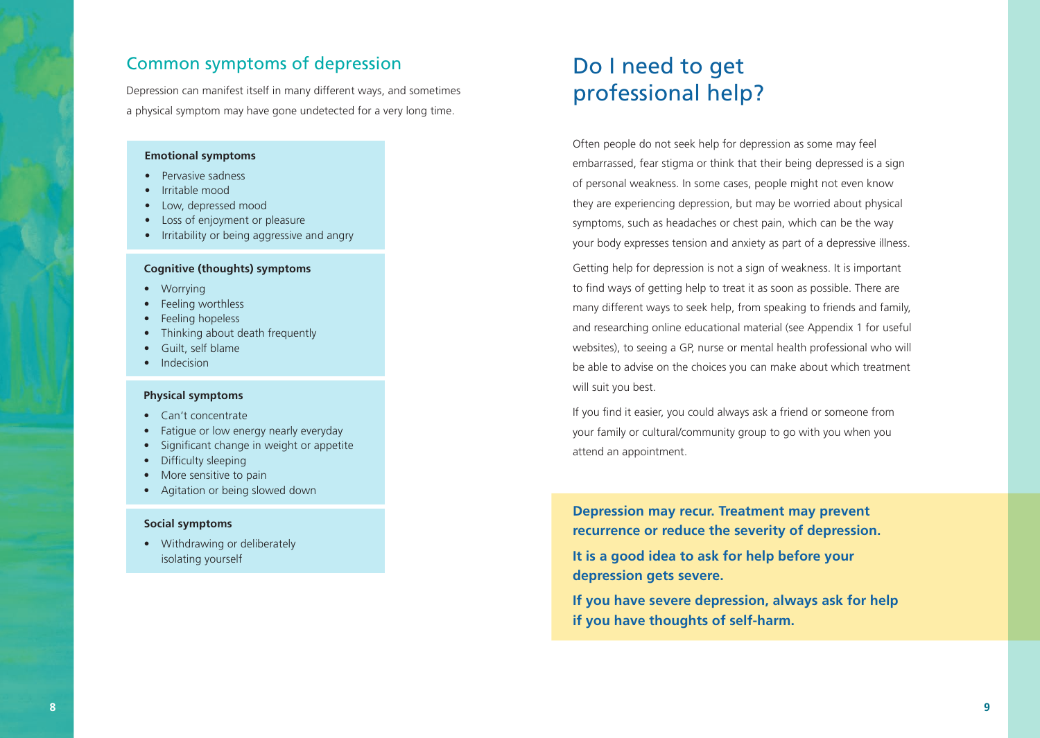## Common symptoms of depression

Depression can manifest itself in many different ways, and sometimes a physical symptom may have gone undetected for a very long time.

**Emotional symptoms**

- Pervasive sadness
- Irritable mood
- Low, depressed mood
- Loss of enjoyment or pleasure
- Irritability or being aggressive and angry

**Cognitive (thoughts) symptoms**

- Worrying
- Feeling worthless
- Feeling hopeless
- Thinking about death frequently
- Guilt, self blame
- Indecision

**Physical symptoms**

- Can't concentrate
- Fatigue or low energy nearly everyday
- Significant change in weight or appetite
- Difficulty sleeping
- More sensitive to pain
- Agitation or being slowed down

**Social symptoms**

- Withdrawing or deliberately isolating yourself

# Do I need to get professional help?

Often people do not seek help for depression as some may feel embarrassed, fear stigma or think that their being depressed is a sign of personal weakness. In some cases, people might not even know they are experiencing depression, but may be worried about physical symptoms, such as headaches or chest pain, which can be the way your body expresses tension and anxiety as part of a depressive illness.

Getting help for depression is not a sign of weakness. It is important to find ways of getting help to treat it as soon as possible. There are many different ways to seek help, from speaking to friends and family, and researching online educational material (see Appendix 1 for useful websites), to seeing a GP, nurse or mental health professional who will be able to advise on the choices you can make about which treatment will suit you best.

If you find it easier, you could always ask a friend or someone from your family or cultural/community group to go with you when you attend an appointment.

**Depression may recur. Treatment may prevent recurrence or reduce the severity of depression.**

**It is a good idea to ask for help before your depression gets severe.**

**If you have severe depression, always ask for help if you have thoughts of self-harm.**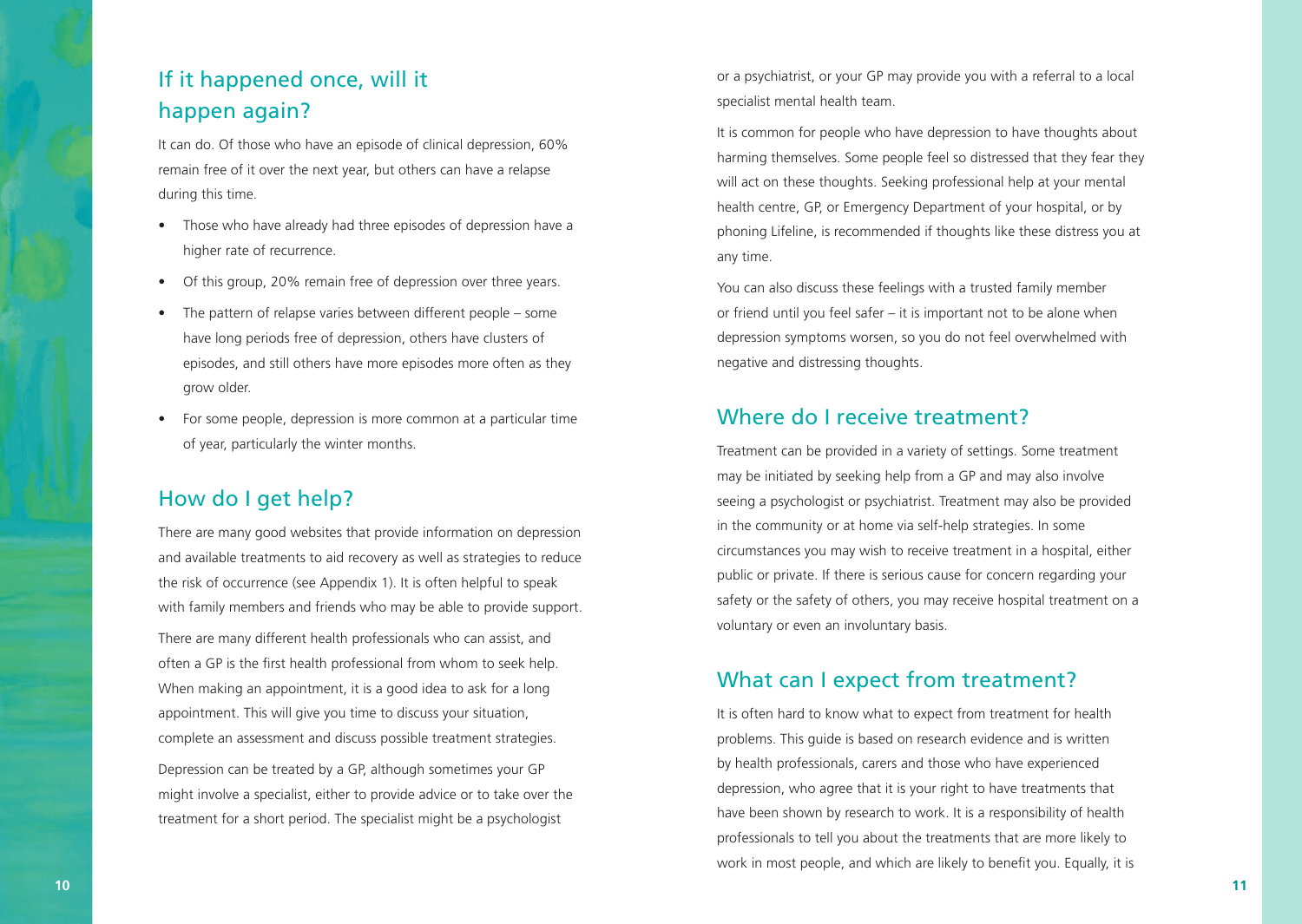## If it happened once, will it happen again?

It can do. Of those who have an episode of clinical depression, 60% remain free of it over the next year, but others can have a relapse during this time.

- Those who have already had three episodes of depression have a higher rate of recurrence.
- Of this group, 20% remain free of depression over three years.
- The pattern of relapse varies between different people – some have long periods free of depression, others have clusters of episodes, and still others have more episodes more often as they grow older.
- For some people, depression is more common at a particular time of year, particularly the winter months.

## How do I get help?

There are many good websites that provide information on depression and available treatments to aid recovery as well as strategies to reduce the risk of occurrence (see Appendix 1). It is often helpful to speak with family members and friends who may be able to provide support.

There are many different health professionals who can assist, and often a GP is the first health professional from whom to seek help. When making an appointment, it is a good idea to ask for a long appointment. This will give you time to discuss your situation, complete an assessment and discuss possible treatment strategies.

Depression can be treated by a GP, although sometimes your GP might involve a specialist, either to provide advice or to take over the treatment for a short period. The specialist might be a psychologist or a psychiatrist, or your GP may provide you with a referral to a local specialist mental health team.

It is common for people who have depression to have thoughts about harming themselves. Some people feel so distressed that they fear they will act on these thoughts. Seeking professional help at your mental health centre, GP, or Emergency Department of your hospital, or by phoning Lifeline, is recommended if thoughts like these distress you at any time.

You can also discuss these feelings with a trusted family member or friend until you feel safer – it is important not to be alone when depression symptoms worsen, so you do not feel overwhelmed with negative and distressing thoughts.

## Where do I receive treatment?

Treatment can be provided in a variety of settings. Some treatment may be initiated by seeking help from a GP and may also involve seeing a psychologist or psychiatrist. Treatment may also be provided in the community or at home via self-help strategies. In some circumstances you may wish to receive treatment in a hospital, either public or private. If there is serious cause for concern regarding your safety or the safety of others, you may receive hospital treatment on a voluntary or even an involuntary basis.

## What can I expect from treatment?

It is often hard to know what to expect from treatment for health problems. This guide is based on research evidence and is written by health professionals, carers and those who have experienced depression, who agree that it is your right to have treatments that have been shown by research to work. It is a responsibility of health professionals to tell you about the treatments that are more likely to work in most people, and which are likely to benefit you. Equally, it is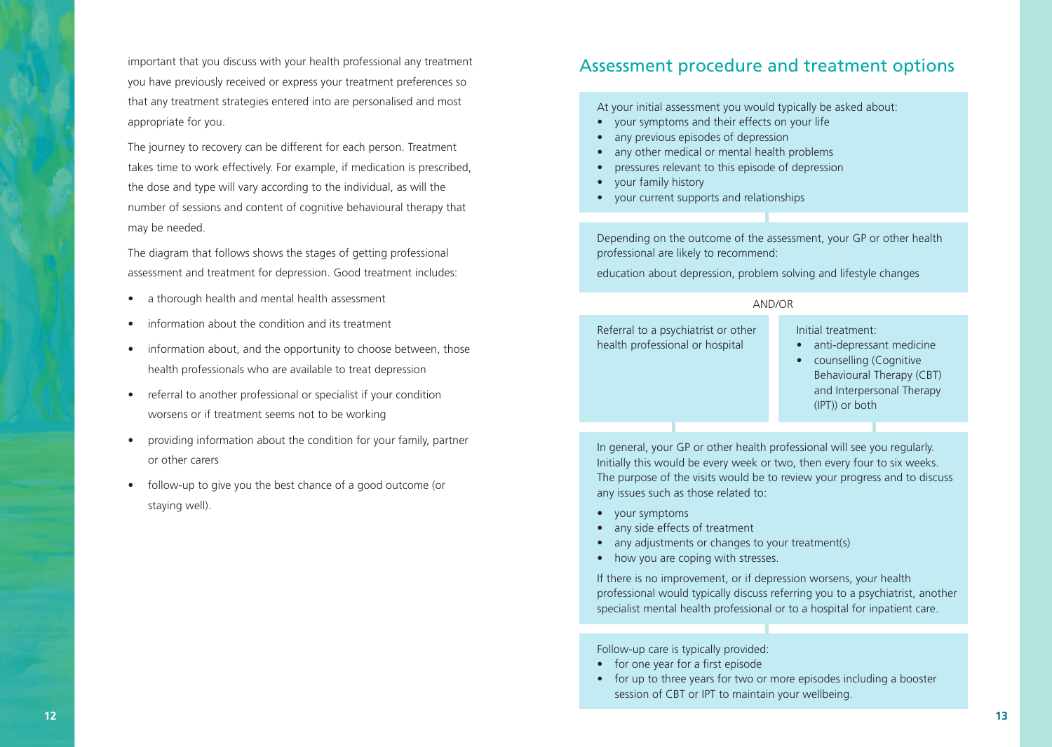important that you discuss with your health professional any treatment you have previously received or express your treatment preferences so that any treatment strategies entered into are personalised and most appropriate for you.

The journey to recovery can be different for each person. Treatment takes time to work effectively. For example, if medication is prescribed, the dose and type will vary according to the individual, as will the number of sessions and content of cognitive behavioural therapy that may be needed.

The diagram that follows shows the stages of getting professional assessment and treatment for depression. Good treatment includes:

- a thorough health and mental health assessment
- information about the condition and its treatment
- information about, and the opportunity to choose between, those health professionals who are available to treat depression
- referral to another professional or specialist if your condition worsens or if treatment seems not to be working
- providing information about the condition for your family, partner or other carers
- follow-up to give you the best chance of a good outcome (or staying well).

## Assessment procedure and treatment options

At your initial assessment you would typically be asked about:

- your symptoms and their effects on your life
- any previous episodes of depression
- any other medical or mental health problems
- pressures relevant to this episode of depression
- your family history
- your current supports and relationships

Depending on the outcome of the assessment, your GP or other health professional are likely to recommend:

education about depression, problem solving and lifestyle changes

AND/OR

Referral to a psychiatrist or other health professional or hospital

Initial treatment:

- anti-depressant medicine
- counselling (Cognitive Behavioural Therapy (CBT) and Interpersonal Therapy (IPT)) or both

In general, your GP or other health professional will see you regularly. Initially this would be every week or two, then every four to six weeks. The purpose of the visits would be to review your progress and to discuss any issues such as those related to:

- your symptoms
- any side effects of treatment
- any adjustments or changes to your treatment(s)
- how you are coping with stresses.

If there is no improvement, or if depression worsens, your health professional would typically discuss referring you to a psychiatrist, another specialist mental health professional or to a hospital for inpatient care.

Follow-up care is typically provided:

- for one year for a first episode
- for up to three years for two or more episodes including a booster session of CBT or IPT to maintain your wellbeing.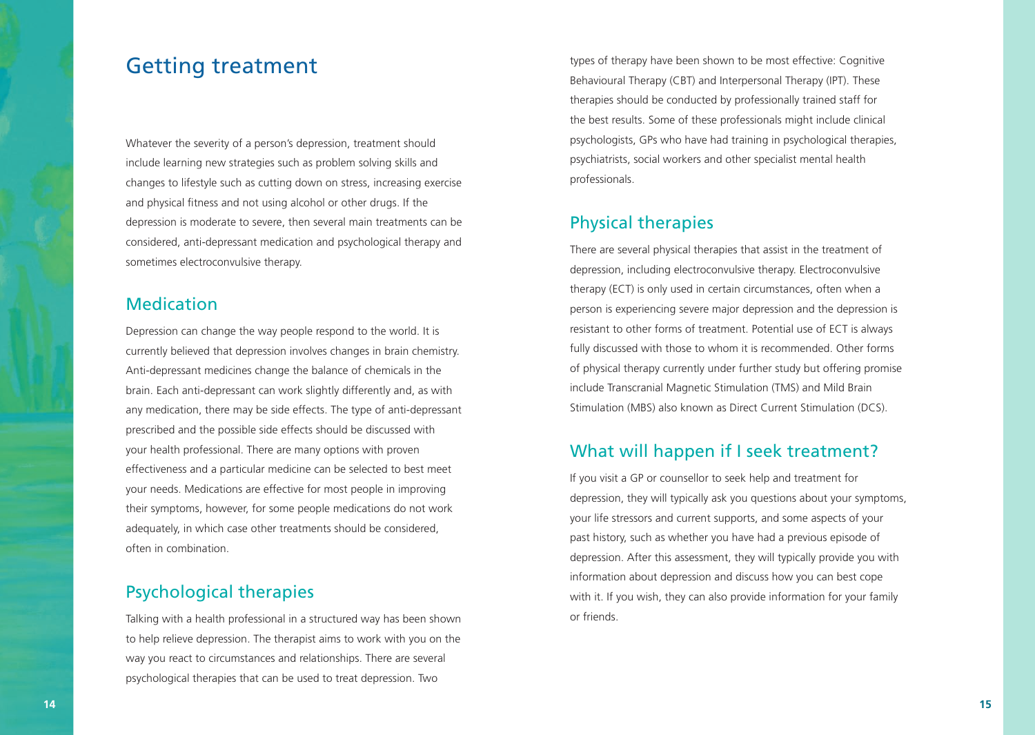# Getting treatment

Whatever the severity of a person's depression, treatment should include learning new strategies such as problem solving skills and changes to lifestyle such as cutting down on stress, increasing exercise and physical fitness and not using alcohol or other drugs. If the depression is moderate to severe, then several main treatments can be considered, anti-depressant medication and psychological therapy and sometimes electroconvulsive therapy.

## Medication

Depression can change the way people respond to the world. It is currently believed that depression involves changes in brain chemistry. Anti-depressant medicines change the balance of chemicals in the brain. Each anti-depressant can work slightly differently and, as with any medication, there may be side effects. The type of anti-depressant prescribed and the possible side effects should be discussed with your health professional. There are many options with proven effectiveness and a particular medicine can be selected to best meet your needs. Medications are effective for most people in improving their symptoms, however, for some people medications do not work adequately, in which case other treatments should be considered, often in combination.

## Psychological therapies

Talking with a health professional in a structured way has been shown to help relieve depression. The therapist aims to work with you on the way you react to circumstances and relationships. There are several psychological therapies that can be used to treat depression. Two types of therapy have been shown to be most effective: Cognitive Behavioural Therapy (CBT) and Interpersonal Therapy (IPT). These therapies should be conducted by professionally trained staff for the best results. Some of these professionals might include clinical psychologists, GPs who have had training in psychological therapies, psychiatrists, social workers and other specialist mental health professionals.

## Physical therapies

There are several physical therapies that assist in the treatment of depression, including electroconvulsive therapy. Electroconvulsive therapy (ECT) is only used in certain circumstances, often when a person is experiencing severe major depression and the depression is resistant to other forms of treatment. Potential use of ECT is always fully discussed with those to whom it is recommended. Other forms of physical therapy currently under further study but offering promise include Transcranial Magnetic Stimulation (TMS) and Mild Brain Stimulation (MBS) also known as Direct Current Stimulation (DCS).

## What will happen if I seek treatment?

If you visit a GP or counsellor to seek help and treatment for depression, they will typically ask you questions about your symptoms, your life stressors and current supports, and some aspects of your past history, such as whether you have had a previous episode of depression. After this assessment, they will typically provide you with information about depression and discuss how you can best cope with it. If you wish, they can also provide information for your family or friends.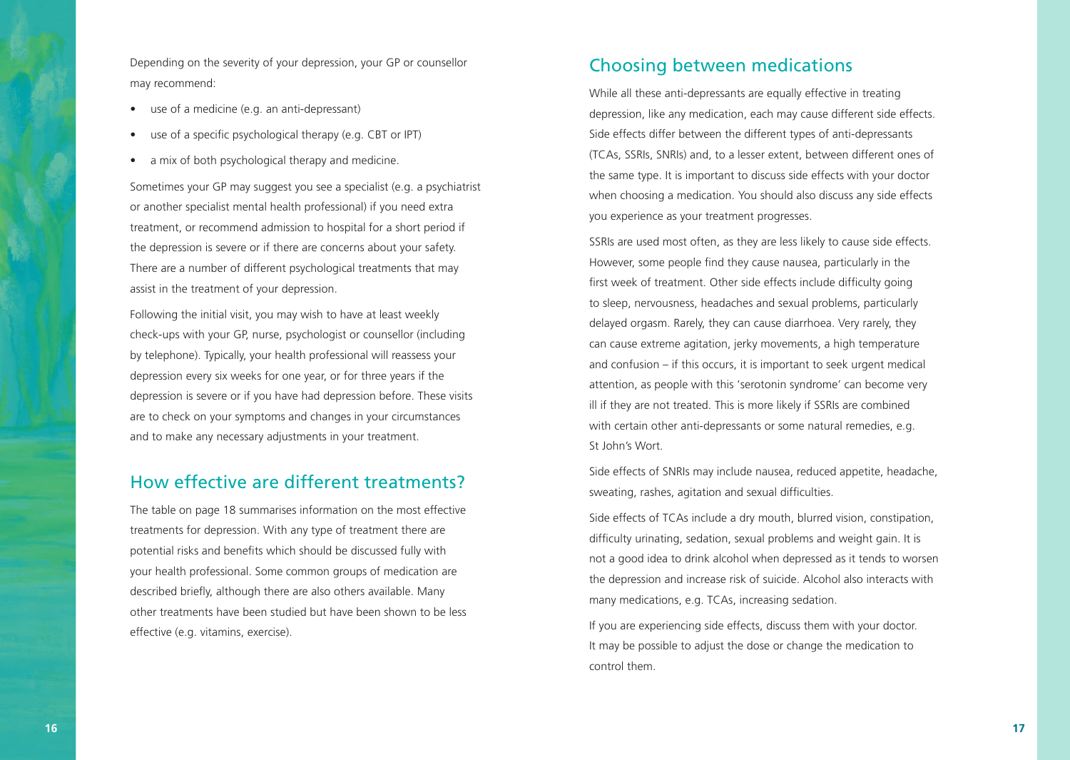Depending on the severity of your depression, your GP or counsellor may recommend:

- use of a medicine (e.g. an anti-depressant)
- use of a specific psychological therapy (e.g. CBT or IPT)
- a mix of both psychological therapy and medicine.

Sometimes your GP may suggest you see a specialist (e.g. a psychiatrist or another specialist mental health professional) if you need extra treatment, or recommend admission to hospital for a short period if the depression is severe or if there are concerns about your safety. There are a number of different psychological treatments that may assist in the treatment of your depression.

Following the initial visit, you may wish to have at least weekly check-ups with your GP, nurse, psychologist or counsellor (including by telephone). Typically, your health professional will reassess your depression every six weeks for one year, or for three years if the depression is severe or if you have had depression before. These visits are to check on your symptoms and changes in your circumstances and to make any necessary adjustments in your treatment.

## How effective are different treatments?

The table on page 18 summarises information on the most effective treatments for depression. With any type of treatment there are potential risks and benefits which should be discussed fully with your health professional. Some common groups of medication are described briefly, although there are also others available. Many other treatments have been studied but have been shown to be less effective (e.g. vitamins, exercise).

## Choosing between medications

While all these anti-depressants are equally effective in treating depression, like any medication, each may cause different side effects. Side effects differ between the different types of anti-depressants (TCAs, SSRIs, SNRIs) and, to a lesser extent, between different ones of the same type. It is important to discuss side effects with your doctor when choosing a medication. You should also discuss any side effects you experience as your treatment progresses.

SSRIs are used most often, as they are less likely to cause side effects. However, some people find they cause nausea, particularly in the first week of treatment. Other side effects include difficulty going to sleep, nervousness, headaches and sexual problems, particularly delayed orgasm. Rarely, they can cause diarrhoea. Very rarely, they can cause extreme agitation, jerky movements, a high temperature and confusion – if this occurs, it is important to seek urgent medical attention, as people with this 'serotonin syndrome' can become very ill if they are not treated. This is more likely if SSRIs are combined with certain other anti-depressants or some natural remedies, e.g. St John's Wort.

Side effects of SNRIs may include nausea, reduced appetite, headache, sweating, rashes, agitation and sexual difficulties.

Side effects of TCAs include a dry mouth, blurred vision, constipation, difficulty urinating, sedation, sexual problems and weight gain. It is not a good idea to drink alcohol when depressed as it tends to worsen the depression and increase risk of suicide. Alcohol also interacts with many medications, e.g. TCAs, increasing sedation.

If you are experiencing side effects, discuss them with your doctor. It may be possible to adjust the dose or change the medication to control them.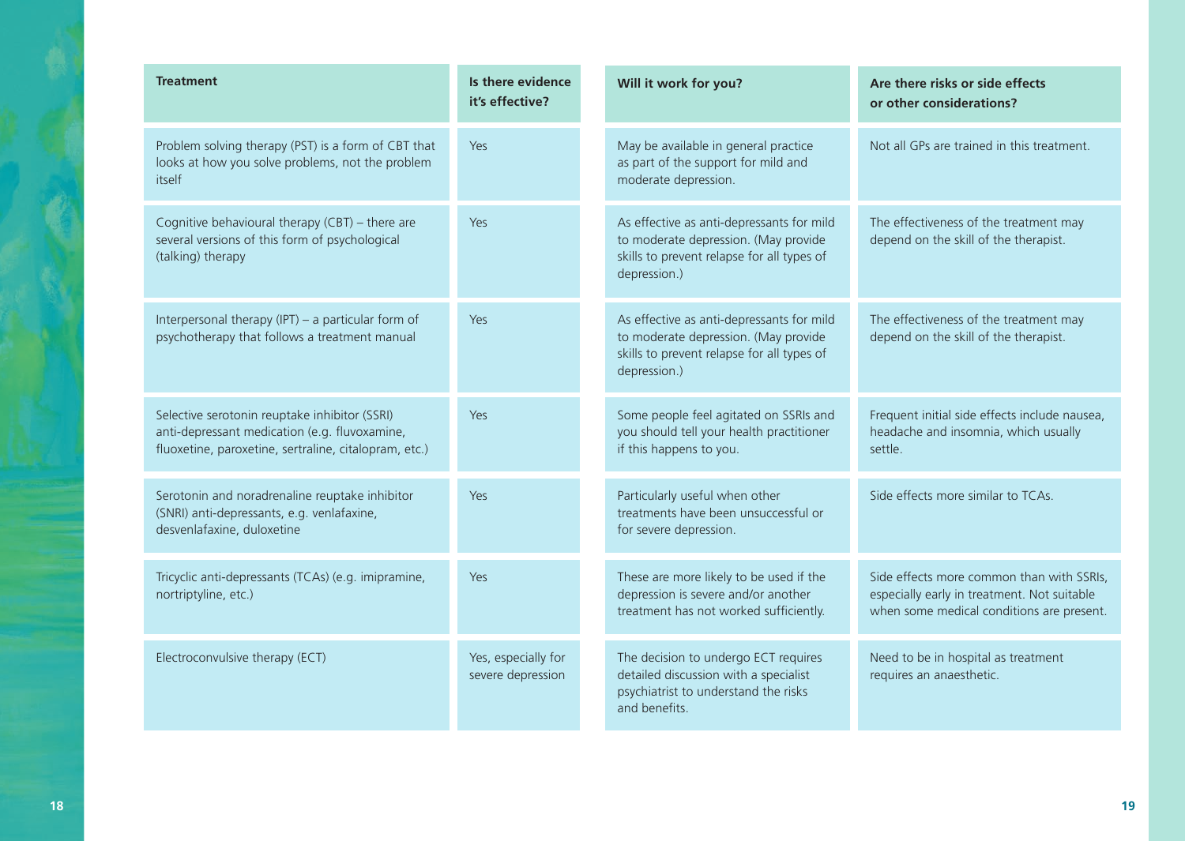| Treatment | Is there evidence it's effective? | Will it work for you? | Are there risks or side effects or other considerations? |
|---|---|---|---|
| Problem solving therapy (PST) is a form of CBT that looks at how you solve problems, not the problem itself | Yes | May be available in general practice as part of the support for mild and moderate depression. | Not all GPs are trained in this treatment. |
| Cognitive behavioural therapy (CBT) – there are several versions of this form of psychological (talking) therapy | Yes | As effective as anti-depressants for mild to moderate depression. (May provide skills to prevent relapse for all types of depression.) | The effectiveness of the treatment may depend on the skill of the therapist. |
| Interpersonal therapy (IPT) – a particular form of psychotherapy that follows a treatment manual | Yes | As effective as anti-depressants for mild to moderate depression. (May provide skills to prevent relapse for all types of depression.) | The effectiveness of the treatment may depend on the skill of the therapist. |
| Selective serotonin reuptake inhibitor (SSRI) anti-depressant medication (e.g. fluvoxamine, fluoxetine, paroxetine, sertraline, citalopram, etc.) | Yes | Some people feel agitated on SSRIs and you should tell your health practitioner if this happens to you. | Frequent initial side effects include nausea, headache and insomnia, which usually settle. |
| Serotonin and noradrenaline reuptake inhibitor (SNRI) anti-depressants, e.g. venlafaxine, desvenlafaxine, duloxetine | Yes | Particularly useful when other treatments have been unsuccessful or for severe depression. | Side effects more similar to TCAs. |
| Tricyclic anti-depressants (TCAs) (e.g. imipramine, nortriptyline, etc.) | Yes | These are more likely to be used if the depression is severe and/or another treatment has not worked sufficiently. | Side effects more common than with SSRIs, especially early in treatment. Not suitable when some medical conditions are present. |
| Electroconvulsive therapy (ECT) | Yes, especially for severe depression | The decision to undergo ECT requires detailed discussion with a specialist psychiatrist to understand the risks and benefits. | Need to be in hospital as treatment requires an anaesthetic. |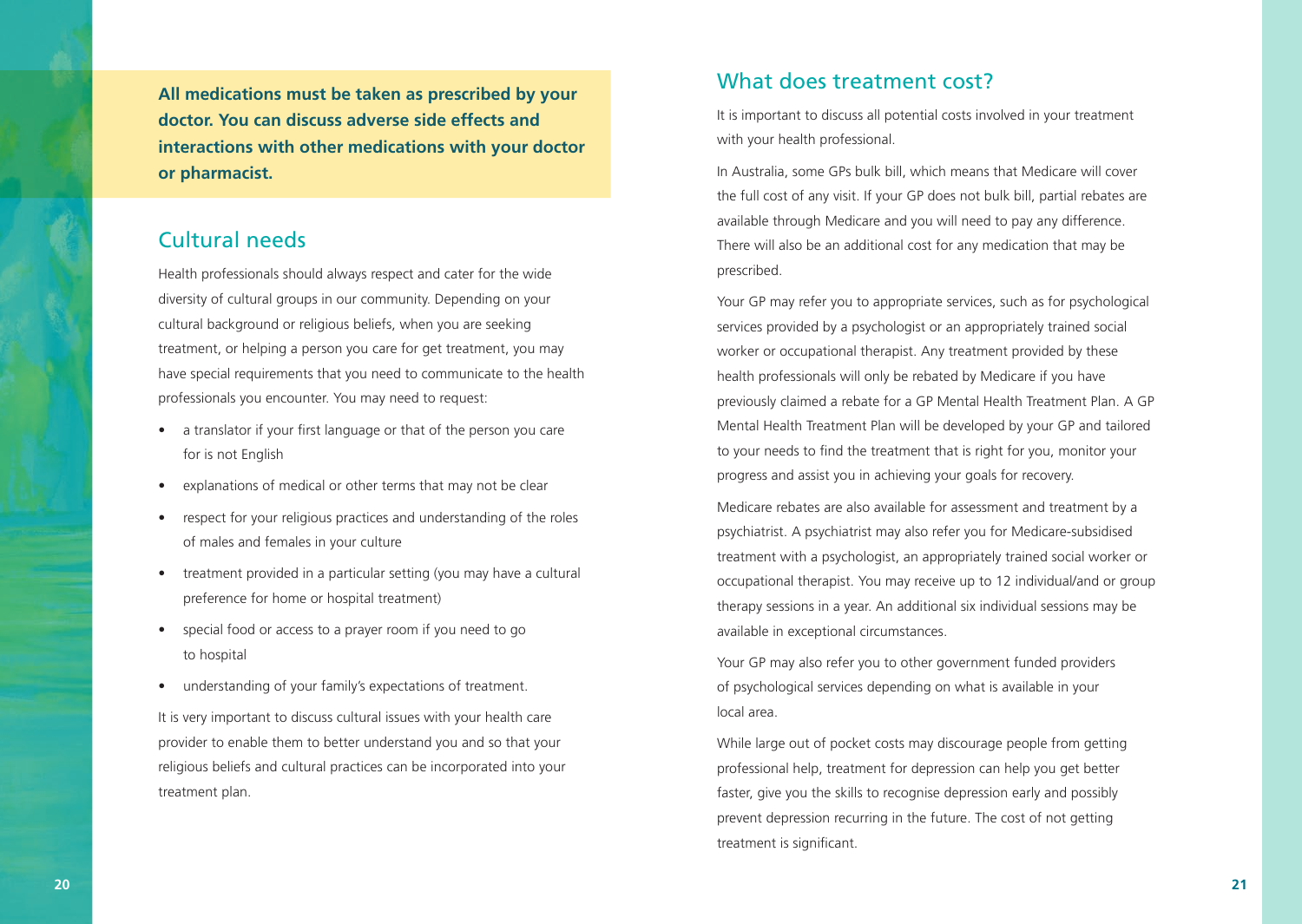**All medications must be taken as prescribed by your doctor. You can discuss adverse side effects and interactions with other medications with your doctor or pharmacist.**

## Cultural needs

Health professionals should always respect and cater for the wide diversity of cultural groups in our community. Depending on your cultural background or religious beliefs, when you are seeking treatment, or helping a person you care for get treatment, you may have special requirements that you need to communicate to the health professionals you encounter. You may need to request:

- a translator if your first language or that of the person you care for is not English
- explanations of medical or other terms that may not be clear
- respect for your religious practices and understanding of the roles of males and females in your culture
- treatment provided in a particular setting (you may have a cultural preference for home or hospital treatment)
- special food or access to a prayer room if you need to go to hospital
- understanding of your family's expectations of treatment.

It is very important to discuss cultural issues with your health care provider to enable them to better understand you and so that your religious beliefs and cultural practices can be incorporated into your treatment plan.

## What does treatment cost?

It is important to discuss all potential costs involved in your treatment with your health professional.

In Australia, some GPs bulk bill, which means that Medicare will cover the full cost of any visit. If your GP does not bulk bill, partial rebates are available through Medicare and you will need to pay any difference. There will also be an additional cost for any medication that may be prescribed.

Your GP may refer you to appropriate services, such as for psychological services provided by a psychologist or an appropriately trained social worker or occupational therapist. Any treatment provided by these health professionals will only be rebated by Medicare if you have previously claimed a rebate for a GP Mental Health Treatment Plan. A GP Mental Health Treatment Plan will be developed by your GP and tailored to your needs to find the treatment that is right for you, monitor your progress and assist you in achieving your goals for recovery.

Medicare rebates are also available for assessment and treatment by a psychiatrist. A psychiatrist may also refer you for Medicare-subsidised treatment with a psychologist, an appropriately trained social worker or occupational therapist. You may receive up to 12 individual/and or group therapy sessions in a year. An additional six individual sessions may be available in exceptional circumstances.

Your GP may also refer you to other government funded providers of psychological services depending on what is available in your local area.

While large out of pocket costs may discourage people from getting professional help, treatment for depression can help you get better faster, give you the skills to recognise depression early and possibly prevent depression recurring in the future. The cost of not getting treatment is significant.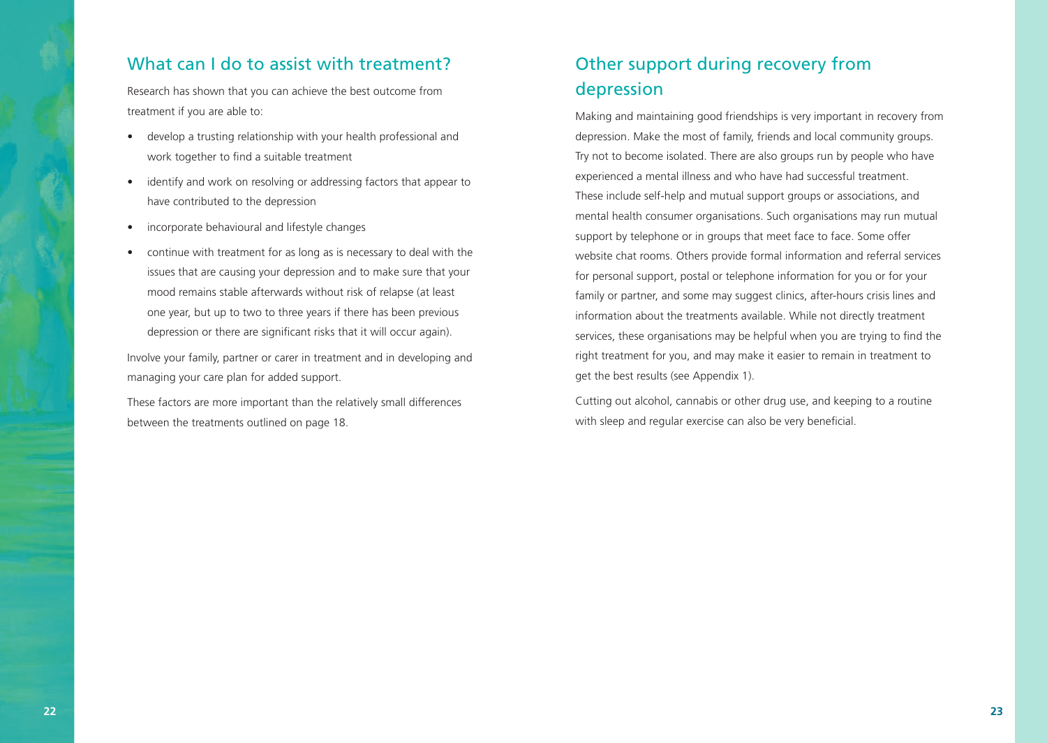## What can I do to assist with treatment?

Research has shown that you can achieve the best outcome from treatment if you are able to:

- develop a trusting relationship with your health professional and work together to find a suitable treatment
- identify and work on resolving or addressing factors that appear to have contributed to the depression
- incorporate behavioural and lifestyle changes
- continue with treatment for as long as is necessary to deal with the issues that are causing your depression and to make sure that your mood remains stable afterwards without risk of relapse (at least one year, but up to two to three years if there has been previous depression or there are significant risks that it will occur again).

Involve your family, partner or carer in treatment and in developing and managing your care plan for added support.

These factors are more important than the relatively small differences between the treatments outlined on page 18.

## Other support during recovery from depression

Making and maintaining good friendships is very important in recovery from depression. Make the most of family, friends and local community groups. Try not to become isolated. There are also groups run by people who have experienced a mental illness and who have had successful treatment. These include self-help and mutual support groups or associations, and mental health consumer organisations. Such organisations may run mutual support by telephone or in groups that meet face to face. Some offer website chat rooms. Others provide formal information and referral services for personal support, postal or telephone information for you or for your family or partner, and some may suggest clinics, after-hours crisis lines and information about the treatments available. While not directly treatment services, these organisations may be helpful when you are trying to find the right treatment for you, and may make it easier to remain in treatment to get the best results (see Appendix 1).

Cutting out alcohol, cannabis or other drug use, and keeping to a routine with sleep and regular exercise can also be very beneficial.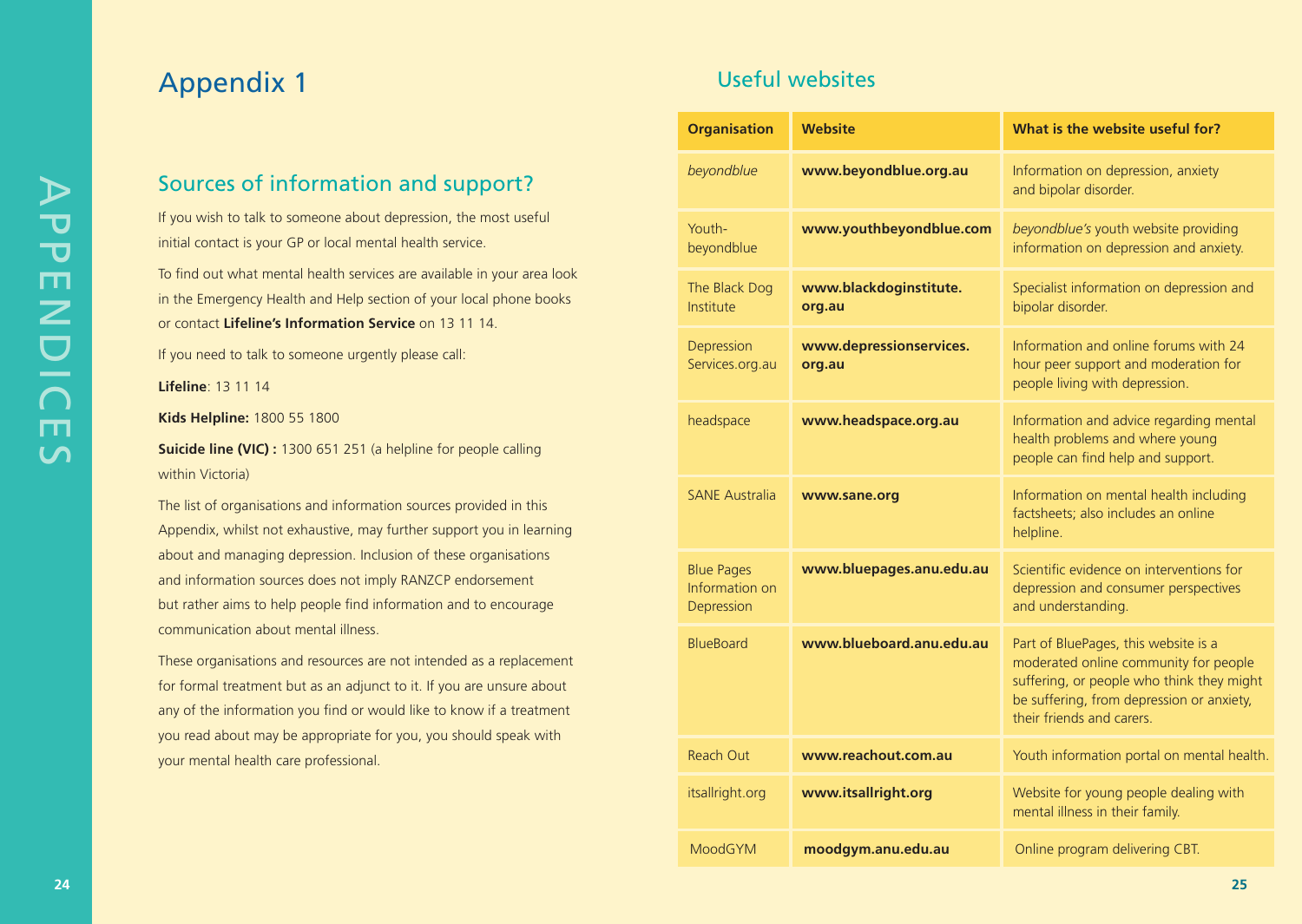# Appendix 1

## Sources of information and support?

If you wish to talk to someone about depression, the most useful initial contact is your GP or local mental health service.

To find out what mental health services are available in your area look in the Emergency Health and Help section of your local phone books or contact **Lifeline's Information Service** on 13 11 14.

If you need to talk to someone urgently please call:

**Lifeline**: 13 11 14

**Kids Helpline:** 1800 55 1800

**Suicide line (VIC) :** 1300 651 251 (a helpline for people calling within Victoria)

The list of organisations and information sources provided in this Appendix, whilst not exhaustive, may further support you in learning about and managing depression. Inclusion of these organisations and information sources does not imply RANZCP endorsement but rather aims to help people find information and to encourage communication about mental illness.

These organisations and resources are not intended as a replacement for formal treatment but as an adjunct to it. If you are unsure about any of the information you find or would like to know if a treatment you read about may be appropriate for you, you should speak with your mental health care professional.

## Useful websites

| Organisation | Website | What is the website useful for? |
|---|---|---|
| *beyondblue* | **www.beyondblue.org.au** | Information on depression, anxiety and bipolar disorder. |
| Youth-beyondblue | **www.youthbeyondblue.com** | *beyondblue's* youth website providing information on depression and anxiety. |
| The Black Dog Institute | **www.blackdoginstitute.org.au** | Specialist information on depression and bipolar disorder. |
| Depression Services.org.au | **www.depressionservices.org.au** | Information and online forums with 24 hour peer support and moderation for people living with depression. |
| headspace | **www.headspace.org.au** | Information and advice regarding mental health problems and where young people can find help and support. |
| SANE Australia | **www.sane.org** | Information on mental health including factsheets; also includes an online helpline. |
| Blue Pages Information on Depression | **www.bluepages.anu.edu.au** | Scientific evidence on interventions for depression and consumer perspectives and understanding. |
| BlueBoard | **www.blueboard.anu.edu.au** | Part of BluePages, this website is a moderated online community for people suffering, or people who think they might be suffering, from depression or anxiety, their friends and carers. |
| Reach Out | **www.reachout.com.au** | Youth information portal on mental health. |
| itsallright.org | **www.itsallright.org** | Website for young people dealing with mental illness in their family. |
| MoodGYM | **moodgym.anu.edu.au** | Online program delivering CBT. |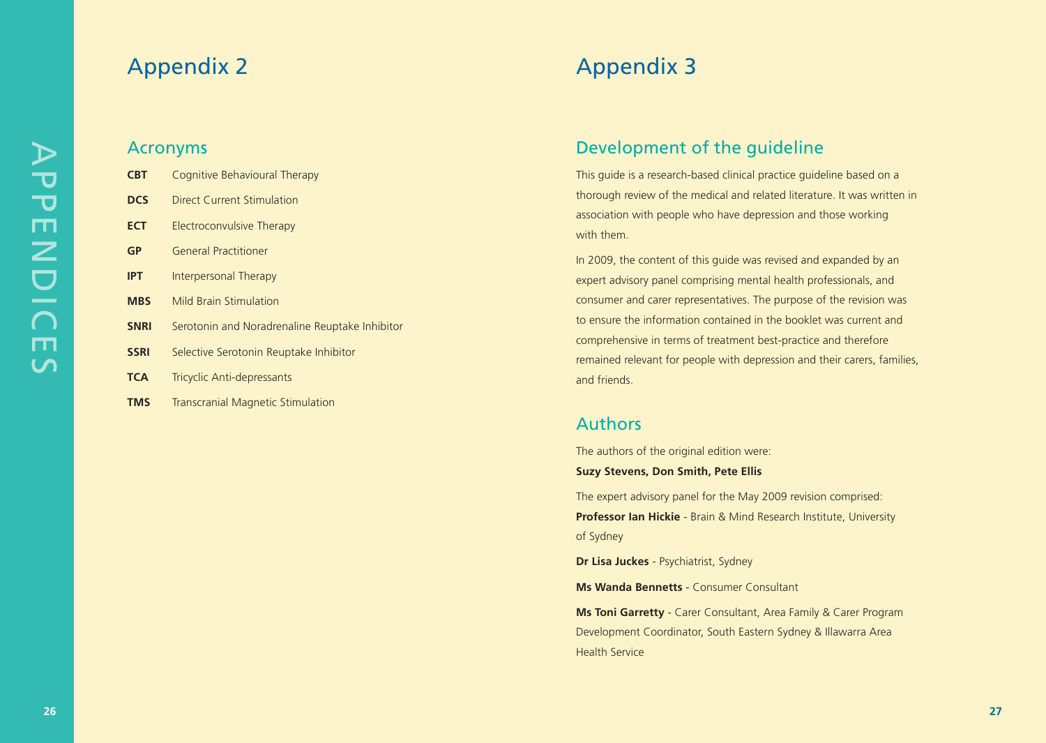# Appendix 2

## Acronyms

**CBT** Cognitive Behavioural Therapy

**DCS** Direct Current Stimulation

**ECT** Electroconvulsive Therapy

**GP** General Practitioner

**IPT** Interpersonal Therapy

**MBS** Mild Brain Stimulation

**SNRI** Serotonin and Noradrenaline Reuptake Inhibitor

**SSRI** Selective Serotonin Reuptake Inhibitor

**TCA** Tricyclic Anti-depressants

**TMS** Transcranial Magnetic Stimulation

# Appendix 3

## Development of the guideline

This guide is a research-based clinical practice guideline based on a thorough review of the medical and related literature. It was written in association with people who have depression and those working with them.

In 2009, the content of this guide was revised and expanded by an expert advisory panel comprising mental health professionals, and consumer and carer representatives. The purpose of the revision was to ensure the information contained in the booklet was current and comprehensive in terms of treatment best-practice and therefore remained relevant for people with depression and their carers, families, and friends.

## Authors

The authors of the original edition were:

**Suzy Stevens, Don Smith, Pete Ellis**

The expert advisory panel for the May 2009 revision comprised:

**Professor Ian Hickie** - Brain & Mind Research Institute, University of Sydney

**Dr Lisa Juckes** - Psychiatrist, Sydney

**Ms Wanda Bennetts** - Consumer Consultant

**Ms Toni Garretty** - Carer Consultant, Area Family & Carer Program Development Coordinator, South Eastern Sydney & Illawarra Area Health Service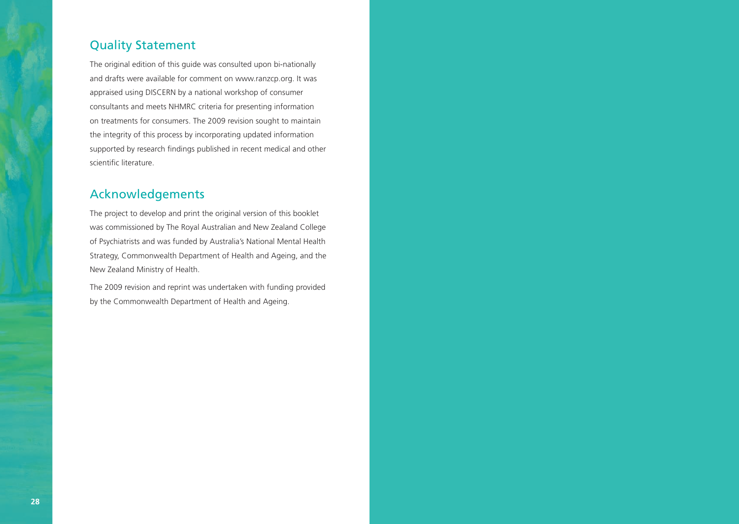## Quality Statement

The original edition of this guide was consulted upon bi-nationally and drafts were available for comment on www.ranzcp.org. It was appraised using DISCERN by a national workshop of consumer consultants and meets NHMRC criteria for presenting information on treatments for consumers. The 2009 revision sought to maintain the integrity of this process by incorporating updated information supported by research findings published in recent medical and other scientific literature.

## Acknowledgements

The project to develop and print the original version of this booklet was commissioned by The Royal Australian and New Zealand College of Psychiatrists and was funded by Australia's National Mental Health Strategy, Commonwealth Department of Health and Ageing, and the New Zealand Ministry of Health.

The 2009 revision and reprint was undertaken with funding provided by the Commonwealth Department of Health and Ageing.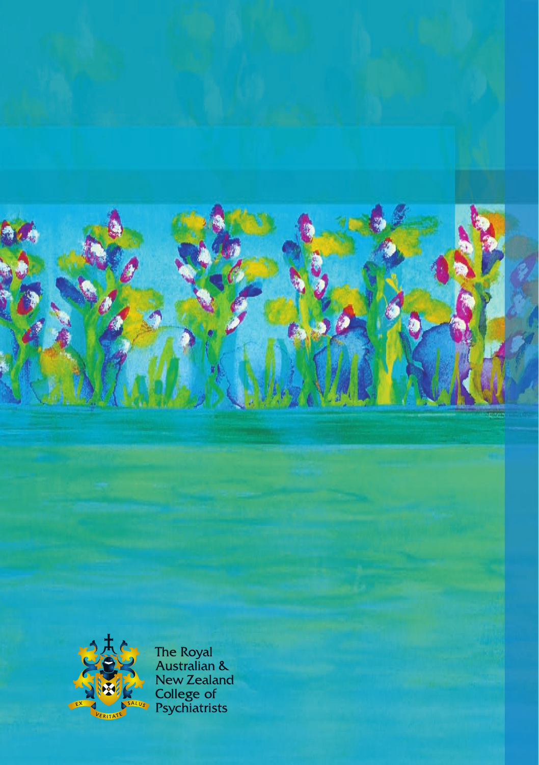The Royal Australian & New Zealand College of Psychiatrists